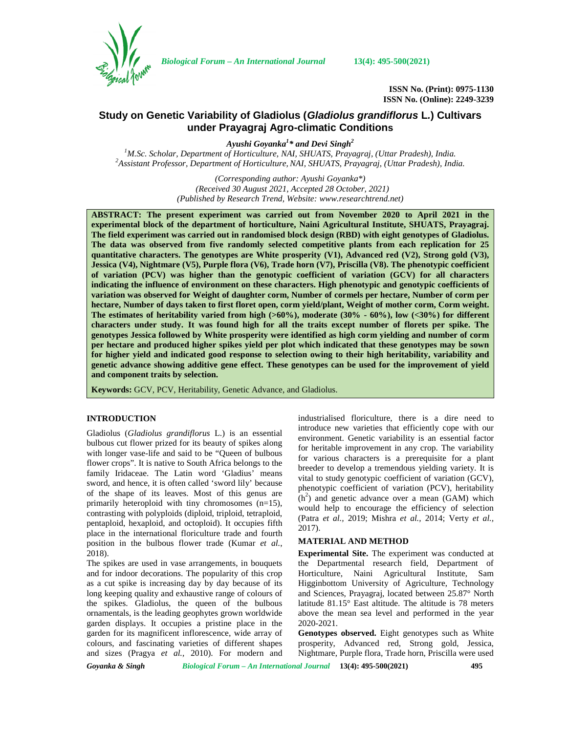ISSN No. (Print): 0975-1130
ISSN No. (Online): 2249-3239

# Study on Genetic Variability of Gladiolus (*Gladiolus grandiflorus* L.) Cultivars under Prayagraj Agro-climatic Conditions

***Ayushi Goyanka[1]\* and Devi Singh[2]***

[1]*M.Sc. Scholar, Department of Horticulture, NAI, SHUATS, Prayagraj, (Uttar Pradesh), India.*
[2]*Assistant Professor, Department of Horticulture, NAI, SHUATS, Prayagraj, (Uttar Pradesh), India.*

*(Corresponding author: Ayushi Goyanka\*)*
*(Received 30 August 2021, Accepted 28 October, 2021)*
*(Published by Research Trend, Website: www.researchtrend.net)*

**ABSTRACT: The present experiment was carried out from November 2020 to April 2021 in the experimental block of the department of horticulture, Naini Agricultural Institute, SHUATS, Prayagraj. The field experiment was carried out in randomised block design (RBD) with eight genotypes of Gladiolus. The data was observed from five randomly selected competitive plants from each replication for 25 quantitative characters. The genotypes are White prosperity (V1), Advanced red (V2), Strong gold (V3), Jessica (V4), Nightmare (V5), Purple flora (V6), Trade horn (V7), Priscilla (V8). The phenotypic coefficient of variation (PCV) was higher than the genotypic coefficient of variation (GCV) for all characters indicating the influence of environment on these characters. High phenotypic and genotypic coefficients of variation was observed for Weight of daughter corm, Number of cormels per hectare, Number of corm per hectare, Number of days taken to first floret open, corm yield/plant, Weight of mother corm, Corm weight. The estimates of heritability varied from high (>60%), moderate (30% - 60%), low (<30%) for different characters under study. It was found high for all the traits except number of florets per spike. The genotypes Jessica followed by White prosperity were identified as high corm yielding and number of corm per hectare and produced higher spikes yield per plot which indicated that these genotypes may be sown for higher yield and indicated good response to selection owing to their high heritability, variability and genetic advance showing additive gene effect. These genotypes can be used for the improvement of yield and component traits by selection.**

**Keywords:** GCV, PCV, Heritability, Genetic Advance, and Gladiolus.

## INTRODUCTION

Gladiolus (*Gladiolus grandiflorus* L.) is an essential bulbous cut flower prized for its beauty of spikes along with longer vase-life and said to be "Queen of bulbous flower crops". It is native to South Africa belongs to the family Iridaceae. The Latin word 'Gladius' means sword, and hence, it is often called 'sword lily' because of the shape of its leaves. Most of this genus are primarily heteroploid with tiny chromosomes (n=15), contrasting with polyploids (diploid, triploid, tetraploid, pentaploid, hexaploid, and octoploid). It occupies fifth place in the international floriculture trade and fourth position in the bulbous flower trade (Kumar *et al.,* 2018).

The spikes are used in vase arrangements, in bouquets and for indoor decorations. The popularity of this crop as a cut spike is increasing day by day because of its long keeping quality and exhaustive range of colours of the spikes. Gladiolus, the queen of the bulbous ornamentals, is the leading geophytes grown worldwide garden displays. It occupies a pristine place in the garden for its magnificent inflorescence, wide array of colours, and fascinating varieties of different shapes and sizes (Pragya *et al.,* 2010). For modern and industrialised floriculture, there is a dire need to introduce new varieties that efficiently cope with our environment. Genetic variability is an essential factor for heritable improvement in any crop. The variability for various characters is a prerequisite for a plant breeder to develop a tremendous yielding variety. It is vital to study genotypic coefficient of variation (GCV), phenotypic coefficient of variation (PCV), heritability ($h^2$) and genetic advance over a mean (GAM) which would help to encourage the efficiency of selection (Patra *et al.,* 2019; Mishra *et al.,* 2014; Verty *et al.,* 2017).

## MATERIAL AND METHOD

**Experimental Site.** The experiment was conducted at the Departmental research field, Department of Horticulture, Naini Agricultural Institute, Sam Higginbottom University of Agriculture, Technology and Sciences, Prayagraj, located between 25.87° North latitude 81.15° East altitude. The altitude is 78 meters above the mean sea level and performed in the year 2020-2021.

**Genotypes observed.** Eight genotypes such as White prosperity, Advanced red, Strong gold, Jessica, Nightmare, Purple flora, Trade horn, Priscilla were used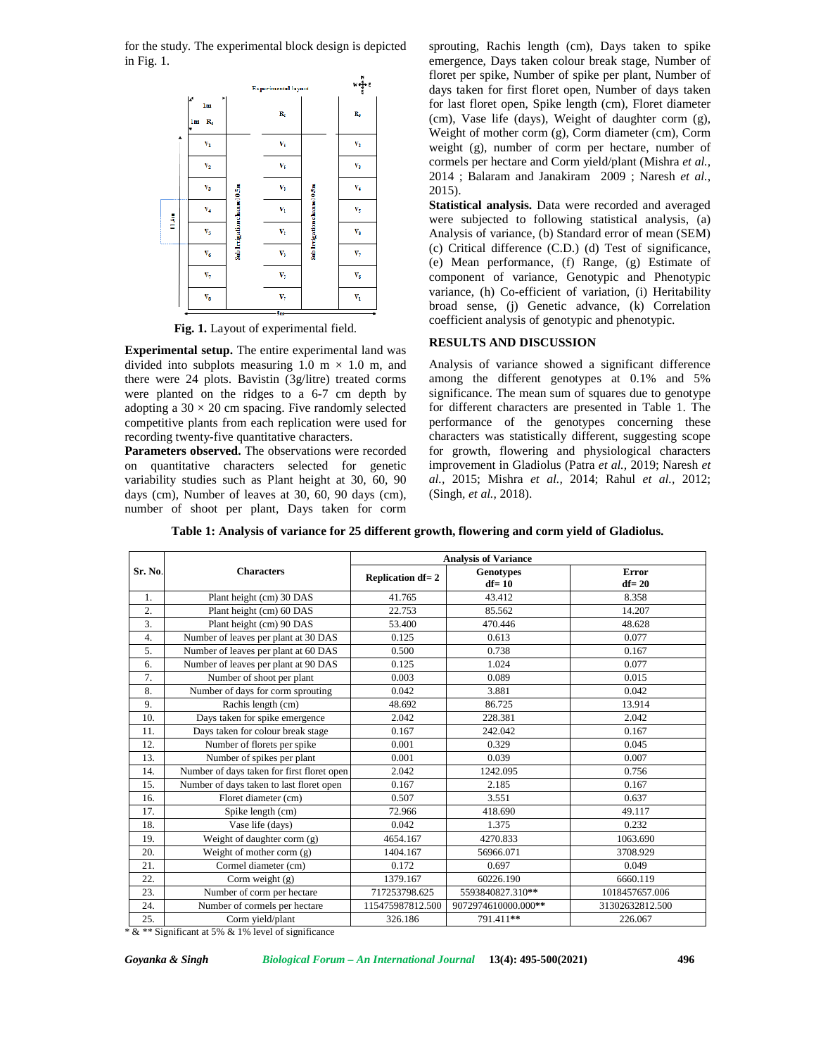for the study. The experimental block design is depicted in Fig. 1.

**Fig. 1.** Layout of experimental field.

**Experimental setup.** The entire experimental land was divided into subplots measuring 1.0 m × 1.0 m, and there were 24 plots. Bavistin (3g/litre) treated corms were planted on the ridges to a 6-7 cm depth by adopting a 30 × 20 cm spacing. Five randomly selected competitive plants from each replication were used for recording twenty-five quantitative characters.

**Parameters observed.** The observations were recorded on quantitative characters selected for genetic variability studies such as Plant height at 30, 60, 90 days (cm), Number of leaves at 30, 60, 90 days (cm), number of shoot per plant, Days taken for corm sprouting, Rachis length (cm), Days taken to spike emergence, Days taken colour break stage, Number of floret per spike, Number of spike per plant, Number of days taken for first floret open, Number of days taken for last floret open, Spike length (cm), Floret diameter (cm), Vase life (days), Weight of daughter corm (g), Weight of mother corm (g), Corm diameter (cm), Corm weight (g), number of corm per hectare, number of cormels per hectare and Corm yield/plant (Mishra *et al.,* 2014 ; Balaram and Janakiram 2009 ; Naresh *et al.,* 2015).

**Statistical analysis.** Data were recorded and averaged were subjected to following statistical analysis, (a) Analysis of variance, (b) Standard error of mean (SEM) (c) Critical difference (C.D.) (d) Test of significance, (e) Mean performance, (f) Range, (g) Estimate of component of variance, Genotypic and Phenotypic variance, (h) Co-efficient of variation, (i) Heritability broad sense, (j) Genetic advance, (k) Correlation coefficient analysis of genotypic and phenotypic.

## RESULTS AND DISCUSSION

Analysis of variance showed a significant difference among the different genotypes at 0.1% and 5% significance. The mean sum of squares due to genotype for different characters are presented in Table 1. The performance of the genotypes concerning these characters was statistically different, suggesting scope for growth, flowering and physiological characters improvement in Gladiolus (Patra *et al.,* 2019; Naresh *et al.,* 2015; Mishra *et al.,* 2014; Rahul *et al.,* 2012; (Singh, *et al.,* 2018).

**Table 1: Analysis of variance for 25 different growth, flowering and corm yield of Gladiolus.**

| Sr. No. | Characters | Analysis of Variance | | |
|---|---|---|---|---|
| | | Replication df= 2 | Genotypes df= 10 | Error df= 20 |
| 1. | Plant height (cm) 30 DAS | 41.765 | 43.412 | 8.358 |
| 2. | Plant height (cm) 60 DAS | 22.753 | 85.562 | 14.207 |
| 3. | Plant height (cm) 90 DAS | 53.400 | 470.446 | 48.628 |
| 4. | Number of leaves per plant at 30 DAS | 0.125 | 0.613 | 0.077 |
| 5. | Number of leaves per plant at 60 DAS | 0.500 | 0.738 | 0.167 |
| 6. | Number of leaves per plant at 90 DAS | 0.125 | 1.024 | 0.077 |
| 7. | Number of shoot per plant | 0.003 | 0.089 | 0.015 |
| 8. | Number of days for corm sprouting | 0.042 | 3.881 | 0.042 |
| 9. | Rachis length (cm) | 48.692 | 86.725 | 13.914 |
| 10. | Days taken for spike emergence | 2.042 | 228.381 | 2.042 |
| 11. | Days taken for colour break stage | 0.167 | 242.042 | 0.167 |
| 12. | Number of florets per spike | 0.001 | 0.329 | 0.045 |
| 13. | Number of spikes per plant | 0.001 | 0.039 | 0.007 |
| 14. | Number of days taken for first floret open | 2.042 | 1242.095 | 0.756 |
| 15. | Number of days taken to last floret open | 0.167 | 2.185 | 0.167 |
| 16. | Floret diameter (cm) | 0.507 | 3.551 | 0.637 |
| 17. | Spike length (cm) | 72.966 | 418.690 | 49.117 |
| 18. | Vase life (days) | 0.042 | 1.375 | 0.232 |
| 19. | Weight of daughter corm (g) | 4654.167 | 4270.833 | 1063.690 |
| 20. | Weight of mother corm (g) | 1404.167 | 56966.071 | 3708.929 |
| 21. | Cormel diameter (cm) | 0.172 | 0.697 | 0.049 |
| 22. | Corm weight (g) | 1379.167 | 60226.190 | 6660.119 |
| 23. | Number of corm per hectare | 717253798.625 | 5593840827.310** | 1018457657.006 |
| 24. | Number of cormels per hectare | 115475987812.500 | 9072974610000.000** | 31302632812.500 |
| 25. | Corm yield/plant | 326.186 | 791.411** | 226.067 |

* & ** Significant at 5% & 1% level of significance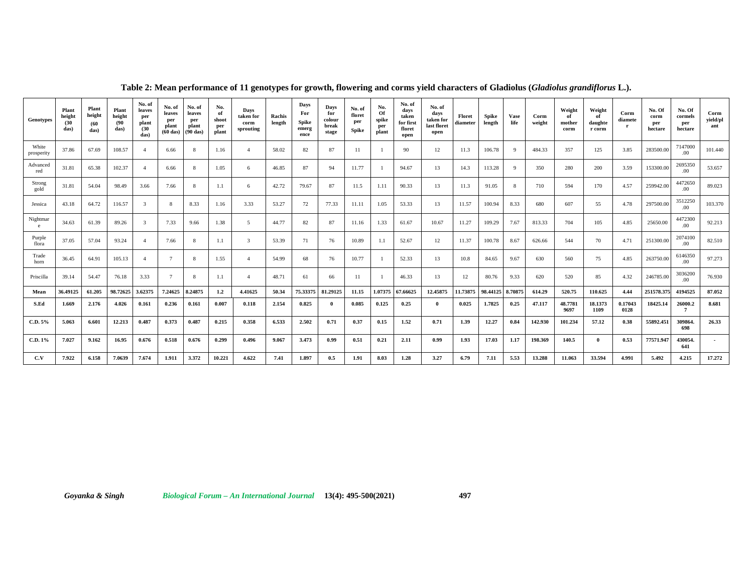**Table 2: Mean performance of 11 genotypes for growth, flowering and corms yield characters of Gladiolus (*Gladiolus grandiflorus* L.).**

| Genotypes | Plant height (30 das) | Plant height (60 das) | Plant height (90 das) | No. of leaves per plant (30 das) | No. of leaves per plant (60 das) | No. of leaves per plant (90 das) | No. of shoot per plant | Days taken for corm sprouting | Rachis length | Days For Spike emergence | Days for colour break stage | No. of floret per Spike | No. Of spike per plant | No. of days taken for first floret open | No. of days taken for last floret open | Floret diameter | Spike length | Vase life | Corm weight | Weight of mother corm | Weight of daughter corm | Corm diameter | No. Of corm per hectare | No. Of cormels per hectare | Corm yield/plant |
|---|---|---|---|---|---|---|---|---|---|---|---|---|---|---|---|---|---|---|---|---|---|---|---|---|---|
| White prosperity | 37.86 | 67.69 | 108.57 | 4 | 6.66 | 8 | 1.16 | 4 | 58.02 | 82 | 87 | 11 | 1 | 90 | 12 | 11.3 | 106.78 | 9 | 484.33 | 357 | 125 | 3.85 | 283500.00 | 7147000.00 | 101.440 |
| Advanced red | 31.81 | 65.38 | 102.37 | 4 | 6.66 | 8 | 1.05 | 6 | 46.85 | 87 | 94 | 11.77 | 1 | 94.67 | 13 | 14.3 | 113.28 | 9 | 350 | 280 | 200 | 3.59 | 153300.00 | 2695350.00 | 53.657 |
| Strong gold | 31.81 | 54.04 | 98.49 | 3.66 | 7.66 | 8 | 1.1 | 6 | 42.72 | 79.67 | 87 | 11.5 | 1.11 | 90.33 | 13 | 11.3 | 91.05 | 8 | 710 | 594 | 170 | 4.57 | 259942.00 | 4472650.00 | 89.023 |
| Jessica | 43.18 | 64.72 | 116.57 | 3 | 8 | 8.33 | 1.16 | 3.33 | 53.27 | 72 | 77.33 | 11.11 | 1.05 | 53.33 | 13 | 11.57 | 100.94 | 8.33 | 680 | 607 | 55 | 4.78 | 297500.00 | 3512250.00 | 103.370 |
| Nightmare | 34.63 | 61.39 | 89.26 | 3 | 7.33 | 9.66 | 1.38 | 5 | 44.77 | 82 | 87 | 11.16 | 1.33 | 61.67 | 10.67 | 11.27 | 109.29 | 7.67 | 813.33 | 704 | 105 | 4.85 | 25650.00 | 4472300.00 | 92.213 |
| Purple flora | 37.05 | 57.04 | 93.24 | 4 | 7.66 | 8 | 1.1 | 3 | 53.39 | 71 | 76 | 10.89 | 1.1 | 52.67 | 12 | 11.37 | 100.78 | 8.67 | 626.66 | 544 | 70 | 4.71 | 251300.00 | 2074100.00 | 82.510 |
| Trade horn | 36.45 | 64.91 | 105.13 | 4 | 7 | 8 | 1.55 | 4 | 54.99 | 68 | 76 | 10.77 | 1 | 52.33 | 13 | 10.8 | 84.65 | 9.67 | 630 | 560 | 75 | 4.85 | 263750.00 | 6146350.00 | 97.273 |
| Priscilla | 39.14 | 54.47 | 76.18 | 3.33 | 7 | 8 | 1.1 | 4 | 48.71 | 61 | 66 | 11 | 1 | 46.33 | 13 | 12 | 80.76 | 9.33 | 620 | 520 | 85 | 4.32 | 246785.00 | 3036200.00 | 76.930 |
| **Mean** | **36.49125** | **61.205** | **98.72625** | **3.62375** | **7.24625** | **8.24875** | **1.2** | **4.41625** | **50.34** | **75.33375** | **81.29125** | **11.15** | **1.07375** | **67.66625** | **12.45875** | **11.73875** | **98.44125** | **8.70875** | **614.29** | **520.75** | **110.625** | **4.44** | **251578.375** | **4194525** | **87.052** |
| **S.Ed** | **1.669** | **2.176** | **4.026** | **0.161** | **0.236** | **0.161** | **0.007** | **0.118** | **2.154** | **0.825** | **0** | **0.085** | **0.125** | **0.25** | **0** | **0.025** | **1.7825** | **0.25** | **47.117** | **48.77819697** | **18.13731109** | **0.170430128** | **18425.14** | **26000.27** | **8.681** |
| **C.D. 5%** | **5.063** | **6.601** | **12.213** | **0.487** | **0.373** | **0.487** | **0.215** | **0.358** | **6.533** | **2.502** | **0.71** | **0.37** | **0.15** | **1.52** | **0.71** | **1.39** | **12.27** | **0.84** | **142.930** | **101.234** | **57.12** | **0.38** | **55892.451** | **309864.698** | **26.33** |
| **C.D. 1%** | **7.027** | **9.162** | **16.95** | **0.676** | **0.518** | **0.676** | **0.299** | **0.496** | **9.067** | **3.473** | **0.99** | **0.51** | **0.21** | **2.11** | **0.99** | **1.93** | **17.03** | **1.17** | **198.369** | **140.5** | **0** | **0.53** | **77571.947** | **430054.641** | **-** |
| **C.V** | **7.922** | **6.158** | **7.0639** | **7.674** | **1.911** | **3.372** | **10.221** | **4.622** | **7.41** | **1.897** | **0.5** | **1.91** | **8.03** | **1.28** | **3.27** | **6.79** | **7.11** | **5.53** | **13.288** | **11.063** | **33.594** | **4.991** | **5.492** | **4.215** | **17.272** |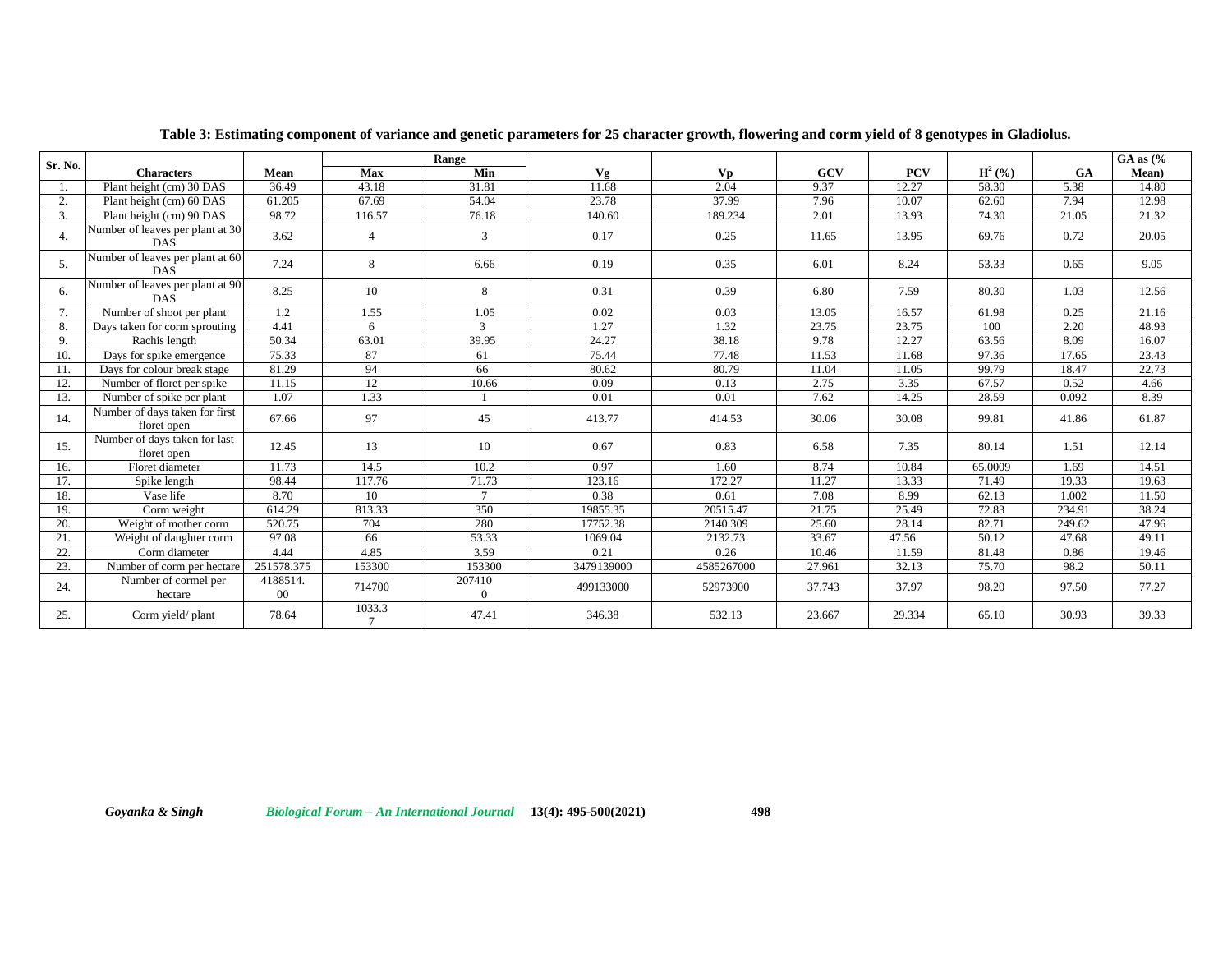**Table 3: Estimating component of variance and genetic parameters for 25 character growth, flowering and corm yield of 8 genotypes in Gladiolus.**

| Sr. No. | Characters | Mean | Range | | Vg | Vp | GCV | PCV | $H^2$ (%) | GA | GA as (% Mean) |
|---|---|---|---|---|---|---|---|---|---|---|---|
| | | | Max | Min | | | | | | | |
| 1. | Plant height (cm) 30 DAS | 36.49 | 43.18 | 31.81 | 11.68 | 2.04 | 9.37 | 12.27 | 58.30 | 5.38 | 14.80 |
| 2. | Plant height (cm) 60 DAS | 61.205 | 67.69 | 54.04 | 23.78 | 37.99 | 7.96 | 10.07 | 62.60 | 7.94 | 12.98 |
| 3. | Plant height (cm) 90 DAS | 98.72 | 116.57 | 76.18 | 140.60 | 189.234 | 2.01 | 13.93 | 74.30 | 21.05 | 21.32 |
| 4. | Number of leaves per plant at 30 DAS | 3.62 | 4 | 3 | 0.17 | 0.25 | 11.65 | 13.95 | 69.76 | 0.72 | 20.05 |
| 5. | Number of leaves per plant at 60 DAS | 7.24 | 8 | 6.66 | 0.19 | 0.35 | 6.01 | 8.24 | 53.33 | 0.65 | 9.05 |
| 6. | Number of leaves per plant at 90 DAS | 8.25 | 10 | 8 | 0.31 | 0.39 | 6.80 | 7.59 | 80.30 | 1.03 | 12.56 |
| 7. | Number of shoot per plant | 1.2 | 1.55 | 1.05 | 0.02 | 0.03 | 13.05 | 16.57 | 61.98 | 0.25 | 21.16 |
| 8. | Days taken for corm sprouting | 4.41 | 6 | 3 | 1.27 | 1.32 | 23.75 | 23.75 | 100 | 2.20 | 48.93 |
| 9. | Rachis length | 50.34 | 63.01 | 39.95 | 24.27 | 38.18 | 9.78 | 12.27 | 63.56 | 8.09 | 16.07 |
| 10. | Days for spike emergence | 75.33 | 87 | 61 | 75.44 | 77.48 | 11.53 | 11.68 | 97.36 | 17.65 | 23.43 |
| 11. | Days for colour break stage | 81.29 | 94 | 66 | 80.62 | 80.79 | 11.04 | 11.05 | 99.79 | 18.47 | 22.73 |
| 12. | Number of floret per spike | 11.15 | 12 | 10.66 | 0.09 | 0.13 | 2.75 | 3.35 | 67.57 | 0.52 | 4.66 |
| 13. | Number of spike per plant | 1.07 | 1.33 | 1 | 0.01 | 0.01 | 7.62 | 14.25 | 28.59 | 0.092 | 8.39 |
| 14. | Number of days taken for first floret open | 67.66 | 97 | 45 | 413.77 | 414.53 | 30.06 | 30.08 | 99.81 | 41.86 | 61.87 |
| 15. | Number of days taken for last floret open | 12.45 | 13 | 10 | 0.67 | 0.83 | 6.58 | 7.35 | 80.14 | 1.51 | 12.14 |
| 16. | Floret diameter | 11.73 | 14.5 | 10.2 | 0.97 | 1.60 | 8.74 | 10.84 | 65.0009 | 1.69 | 14.51 |
| 17. | Spike length | 98.44 | 117.76 | 71.73 | 123.16 | 172.27 | 11.27 | 13.33 | 71.49 | 19.33 | 19.63 |
| 18. | Vase life | 8.70 | 10 | 7 | 0.38 | 0.61 | 7.08 | 8.99 | 62.13 | 1.002 | 11.50 |
| 19. | Corm weight | 614.29 | 813.33 | 350 | 19855.35 | 20515.47 | 21.75 | 25.49 | 72.83 | 234.91 | 38.24 |
| 20. | Weight of mother corm | 520.75 | 704 | 280 | 17752.38 | 2140.309 | 25.60 | 28.14 | 82.71 | 249.62 | 47.96 |
| 21. | Weight of daughter corm | 97.08 | 66 | 53.33 | 1069.04 | 2132.73 | 33.67 | 47.56 | 50.12 | 47.68 | 49.11 |
| 22. | Corm diameter | 4.44 | 4.85 | 3.59 | 0.21 | 0.26 | 10.46 | 11.59 | 81.48 | 0.86 | 19.46 |
| 23. | Number of corm per hectare | 251578.375 | 153300 | 153300 | 3479139000 | 4585267000 | 27.961 | 32.13 | 75.70 | 98.2 | 50.11 |
| 24. | Number of cormel per hectare | 4188514.00 | 714700 | 2074100 | 499133000 | 52973900 | 37.743 | 37.97 | 98.20 | 97.50 | 77.27 |
| 25. | Corm yield/ plant | 78.64 | 1033.37 | 47.41 | 346.38 | 532.13 | 23.667 | 29.334 | 65.10 | 30.93 | 39.33 |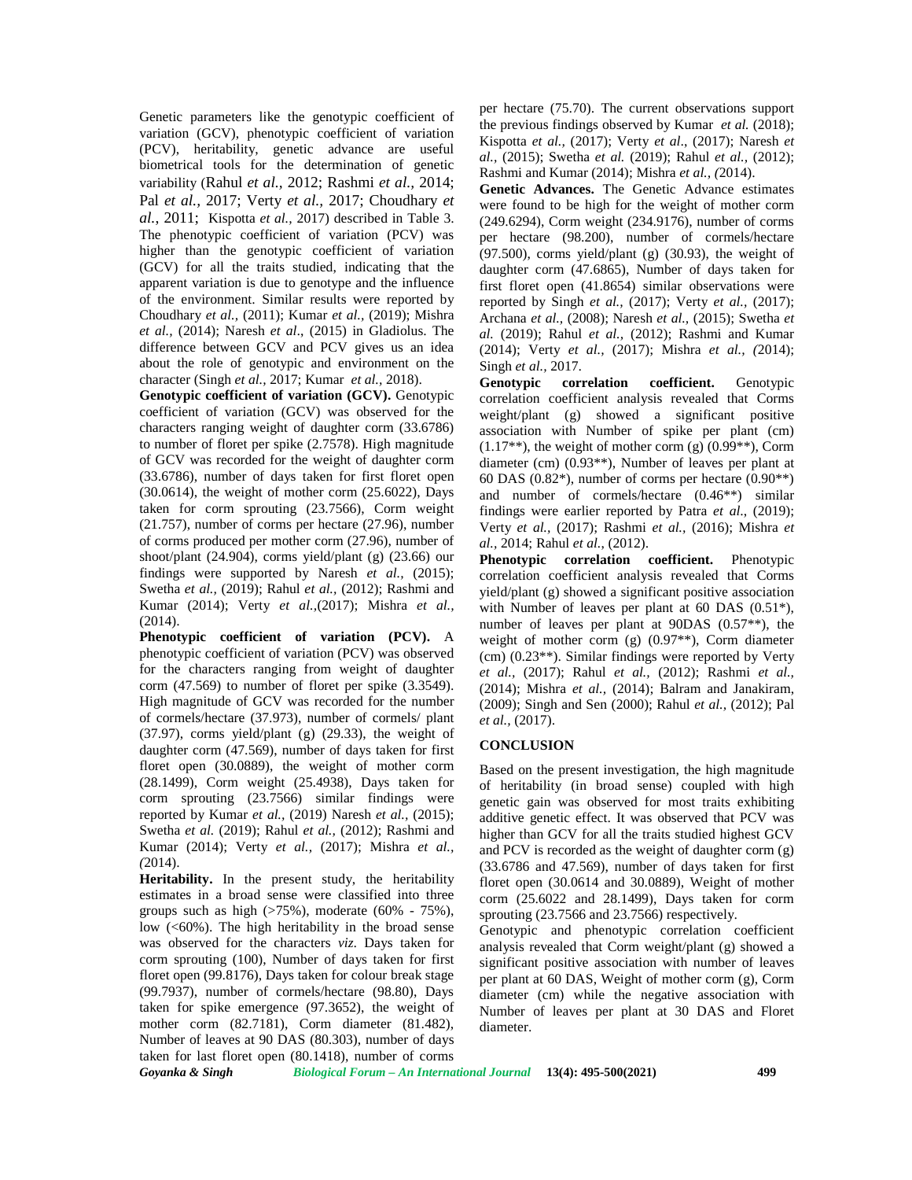Genetic parameters like the genotypic coefficient of variation (GCV), phenotypic coefficient of variation (PCV), heritability, genetic advance are useful biometrical tools for the determination of genetic variability (Rahul *et al.,* 2012; Rashmi *et al.,* 2014; Pal *et al.,* 2017; Verty *et al.,* 2017; Choudhary *et al.,* 2011; Kispotta *et al.,* 2017) described in Table 3. The phenotypic coefficient of variation (PCV) was higher than the genotypic coefficient of variation (GCV) for all the traits studied, indicating that the apparent variation is due to genotype and the influence of the environment. Similar results were reported by Choudhary *et al.,* (2011); Kumar *et al.,* (2019); Mishra *et al.,* (2014); Naresh *et al*., (2015) in Gladiolus. The difference between GCV and PCV gives us an idea about the role of genotypic and environment on the character (Singh *et al.,* 2017; Kumar *et al.,* 2018).

**Genotypic coefficient of variation (GCV).** Genotypic coefficient of variation (GCV) was observed for the characters ranging weight of daughter corm (33.6786) to number of floret per spike (2.7578). High magnitude of GCV was recorded for the weight of daughter corm (33.6786), number of days taken for first floret open (30.0614), the weight of mother corm (25.6022), Days taken for corm sprouting (23.7566), Corm weight (21.757), number of corms per hectare (27.96), number of corms produced per mother corm (27.96), number of shoot/plant (24.904), corms yield/plant (g) (23.66) our findings were supported by Naresh *et al.,* (2015); Swetha *et al.,* (2019); Rahul *et al.,* (2012); Rashmi and Kumar (2014); Verty *et al.,*(2017); Mishra *et al.,* (2014).

**Phenotypic coefficient of variation (PCV).** A phenotypic coefficient of variation (PCV) was observed for the characters ranging from weight of daughter corm (47.569) to number of floret per spike (3.3549). High magnitude of GCV was recorded for the number of cormels/hectare (37.973), number of cormels/ plant (37.97), corms yield/plant (g) (29.33), the weight of daughter corm (47.569), number of days taken for first floret open (30.0889), the weight of mother corm (28.1499), Corm weight (25.4938), Days taken for corm sprouting (23.7566) similar findings were reported by Kumar *et al.,* (2019) Naresh *et al.,* (2015); Swetha *et al.* (2019); Rahul *et al.,* (2012); Rashmi and Kumar (2014); Verty *et al.,* (2017); Mishra *et al., (*2014).

**Heritability.** In the present study, the heritability estimates in a broad sense were classified into three groups such as high (>75%), moderate (60% - 75%), low (<60%). The high heritability in the broad sense was observed for the characters *viz.* Days taken for corm sprouting (100), Number of days taken for first floret open (99.8176), Days taken for colour break stage (99.7937), number of cormels/hectare (98.80), Days taken for spike emergence (97.3652), the weight of mother corm (82.7181), Corm diameter (81.482), Number of leaves at 90 DAS (80.303), number of days taken for last floret open (80.1418), number of corms per hectare (75.70). The current observations support the previous findings observed by Kumar *et al.* (2018); Kispotta *et al.,* (2017); Verty *et al*., (2017); Naresh *et al.,* (2015); Swetha *et al.* (2019); Rahul *et al.,* (2012); Rashmi and Kumar (2014); Mishra *et al., (*2014).

**Genetic Advances.** The Genetic Advance estimates were found to be high for the weight of mother corm (249.6294), Corm weight (234.9176), number of corms per hectare (98.200), number of cormels/hectare (97.500), corms yield/plant (g) (30.93), the weight of daughter corm (47.6865), Number of days taken for first floret open (41.8654) similar observations were reported by Singh *et al.,* (2017); Verty *et al.,* (2017); Archana *et al.,* (2008); Naresh *et al.,* (2015); Swetha *et al.* (2019); Rahul *et al.,* (2012); Rashmi and Kumar (2014); Verty *et al.,* (2017); Mishra *et al., (*2014); Singh *et al.,* 2017.

**Genotypic correlation coefficient.** Genotypic correlation coefficient analysis revealed that Corms weight/plant (g) showed a significant positive association with Number of spike per plant (cm) (1.17**), the weight of mother corm (g) (0.99**), Corm diameter (cm) (0.93**), Number of leaves per plant at 60 DAS (0.82*), number of corms per hectare (0.90**) and number of cormels/hectare (0.46**) similar findings were earlier reported by Patra *et al*., (2019); Verty *et al.,* (2017); Rashmi *et al.,* (2016); Mishra *et al.,* 2014; Rahul *et al.,* (2012).

**Phenotypic correlation coefficient.** Phenotypic correlation coefficient analysis revealed that Corms yield/plant (g) showed a significant positive association with Number of leaves per plant at 60 DAS (0.51*), number of leaves per plant at 90DAS (0.57**), the weight of mother corm (g) (0.97**), Corm diameter (cm) (0.23**). Similar findings were reported by Verty *et al.,* (2017); Rahul *et al.,* (2012); Rashmi *et al.,* (2014); Mishra *et al.,* (2014); Balram and Janakiram, (2009); Singh and Sen (2000); Rahul *et al.,* (2012); Pal *et al.,* (2017).

## CONCLUSION

Based on the present investigation, the high magnitude of heritability (in broad sense) coupled with high genetic gain was observed for most traits exhibiting additive genetic effect. It was observed that PCV was higher than GCV for all the traits studied highest GCV and PCV is recorded as the weight of daughter corm (g) (33.6786 and 47.569), number of days taken for first floret open (30.0614 and 30.0889), Weight of mother corm (25.6022 and 28.1499), Days taken for corm sprouting (23.7566 and 23.7566) respectively.

Genotypic and phenotypic correlation coefficient analysis revealed that Corm weight/plant (g) showed a significant positive association with number of leaves per plant at 60 DAS, Weight of mother corm (g), Corm diameter (cm) while the negative association with Number of leaves per plant at 30 DAS and Floret diameter.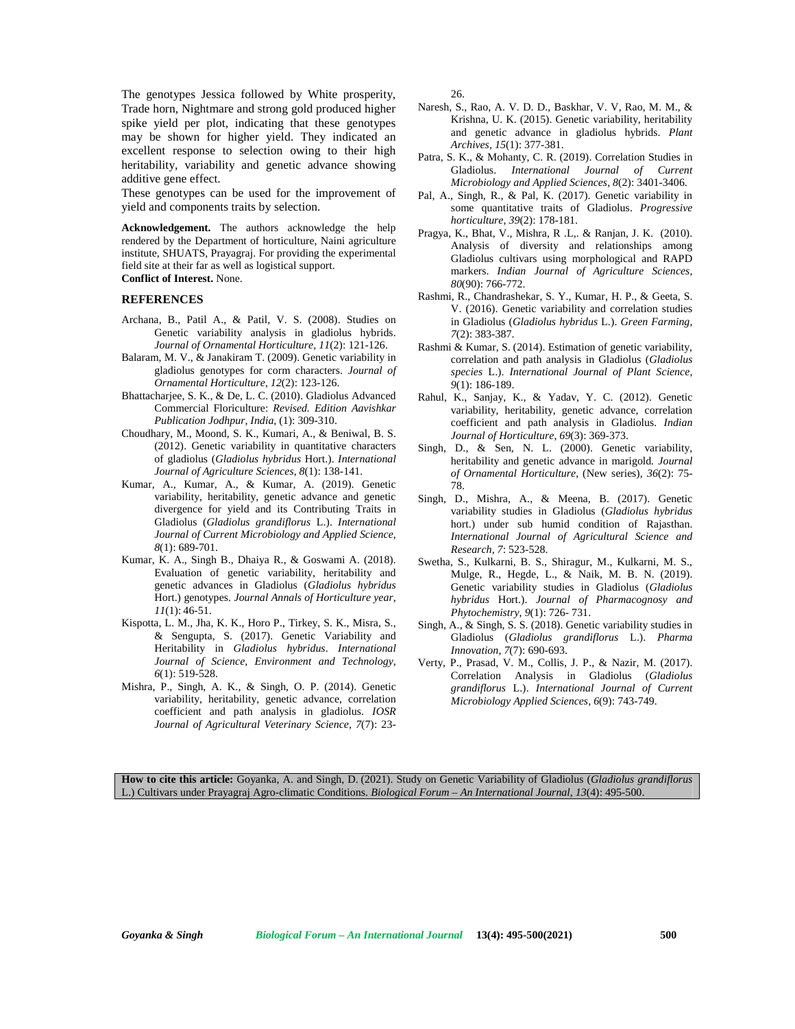The genotypes Jessica followed by White prosperity, Trade horn, Nightmare and strong gold produced higher spike yield per plot, indicating that these genotypes may be shown for higher yield. They indicated an excellent response to selection owing to their high heritability, variability and genetic advance showing additive gene effect.

These genotypes can be used for the improvement of yield and components traits by selection.

**Acknowledgement.** The authors acknowledge the help rendered by the Department of horticulture, Naini agriculture institute, SHUATS, Prayagraj. For providing the experimental field site at their far as well as logistical support.

**Conflict of Interest.** None.

## REFERENCES

Archana, B., Patil A., & Patil, V. S. (2008). Studies on Genetic variability analysis in gladiolus hybrids. *Journal of Ornamental Horticulture*, *11*(2): 121-126.

Balaram, M. V., & Janakiram T. (2009). Genetic variability in gladiolus genotypes for corm characters. *Journal of Ornamental Horticulture*, *12*(2): 123-126.

Bhattacharjee, S. K., & De, L. C. (2010). Gladiolus Advanced Commercial Floriculture: *Revised. Edition Aavishkar Publication Jodhpur, India,* (1): 309-310.

Choudhary, M., Moond, S. K., Kumari, A., & Beniwal, B. S. (2012). Genetic variability in quantitative characters of gladiolus (*Gladiolus hybridus* Hort.). *International Journal of Agriculture Sciences, 8*(1): 138-141.

Kumar, A., Kumar, A., & Kumar, A. (2019). Genetic variability, heritability, genetic advance and genetic divergence for yield and its Contributing Traits in Gladiolus (*Gladiolus grandiflorus* L.). *International Journal of Current Microbiology and Applied Science*, *8*(1): 689-701.

Kumar, K. A., Singh B., Dhaiya R., & Goswami A. (2018). Evaluation of genetic variability, heritability and genetic advances in Gladiolus (*Gladiolus hybridus* Hort.) genotypes. *Journal Annals of Horticulture year*, *11*(1): 46-51.

Kispotta, L. M., Jha, K. K., Horo P., Tirkey, S. K., Misra, S., & Sengupta, S. (2017). Genetic Variability and Heritability in *Gladiolus hybridus*. *International Journal of Science, Environment and Technology*, *6*(1): 519-528.

Mishra, P., Singh, A. K., & Singh, O. P. (2014). Genetic variability, heritability, genetic advance, correlation coefficient and path analysis in gladiolus. *IOSR Journal of Agricultural Veterinary Science*, *7*(7): 23-26.

Naresh, S., Rao, A. V. D. D., Baskhar, V. V, Rao, M. M., & Krishna, U. K. (2015). Genetic variability, heritability and genetic advance in gladiolus hybrids. *Plant Archives*, *15*(1): 377-381.

Patra, S. K., & Mohanty, C. R. (2019). Correlation Studies in Gladiolus. *International Journal of Current Microbiology and Applied Sciences*, *8*(2): 3401-3406.

Pal, A., Singh, R., & Pal, K. (2017). Genetic variability in some quantitative traits of Gladiolus. *Progressive horticulture*, *39*(2): 178-181.

Pragya, K., Bhat, V., Mishra, R .L,. & Ranjan, J. K. (2010). Analysis of diversity and relationships among Gladiolus cultivars using morphological and RAPD markers. *Indian Journal of Agriculture Sciences, 80*(90): 766-772.

Rashmi, R., Chandrashekar, S. Y., Kumar, H. P., & Geeta, S. V. (2016). Genetic variability and correlation studies in Gladiolus (*Gladiolus hybridus* L.). *Green Farming*, *7*(2): 383-387.

Rashmi & Kumar, S. (2014). Estimation of genetic variability, correlation and path analysis in Gladiolus (*Gladiolus species* L.). *International Journal of Plant Science*, *9*(1): 186-189.

Rahul, K., Sanjay, K., & Yadav, Y. C. (2012). Genetic variability, heritability, genetic advance, correlation coefficient and path analysis in Gladiolus. *Indian Journal of Horticulture*, *69*(3): 369-373.

Singh, D., & Sen, N. L. (2000). Genetic variability, heritability and genetic advance in marigold. *Journal of Ornamental Horticulture*, (New series), *36*(2): 75-78.

Singh, D., Mishra, A., & Meena, B. (2017). Genetic variability studies in Gladiolus (*Gladiolus hybridus* hort.) under sub humid condition of Rajasthan. *International Journal of Agricultural Science and Research*, *7*: 523-528.

Swetha, S., Kulkarni, B. S., Shiragur, M., Kulkarni, M. S., Mulge, R., Hegde, L., & Naik, M. B. N. (2019). Genetic variability studies in Gladiolus (*Gladiolus hybridus* Hort.). *Journal of Pharmacognosy and Phytochemistry*, *9*(1): 726- 731.

Singh, A., & Singh, S. S. (2018). Genetic variability studies in Gladiolus (*Gladiolus grandiflorus* L.). *Pharma Innovation*, *7*(7): 690-693.

Verty, P., Prasad, V. M., Collis, J. P., & Nazir, M. (2017). Correlation Analysis in Gladiolus (*Gladiolus grandiflorus* L.). *International Journal of Current Microbiology Applied Sciences*, *6*(9): 743-749.

**How to cite this article:** Goyanka, A. and Singh, D. (2021). Study on Genetic Variability of Gladiolus (*Gladiolus grandiflorus* L.) Cultivars under Prayagraj Agro-climatic Conditions. *Biological Forum – An International Journal*, *13*(4): 495-500.